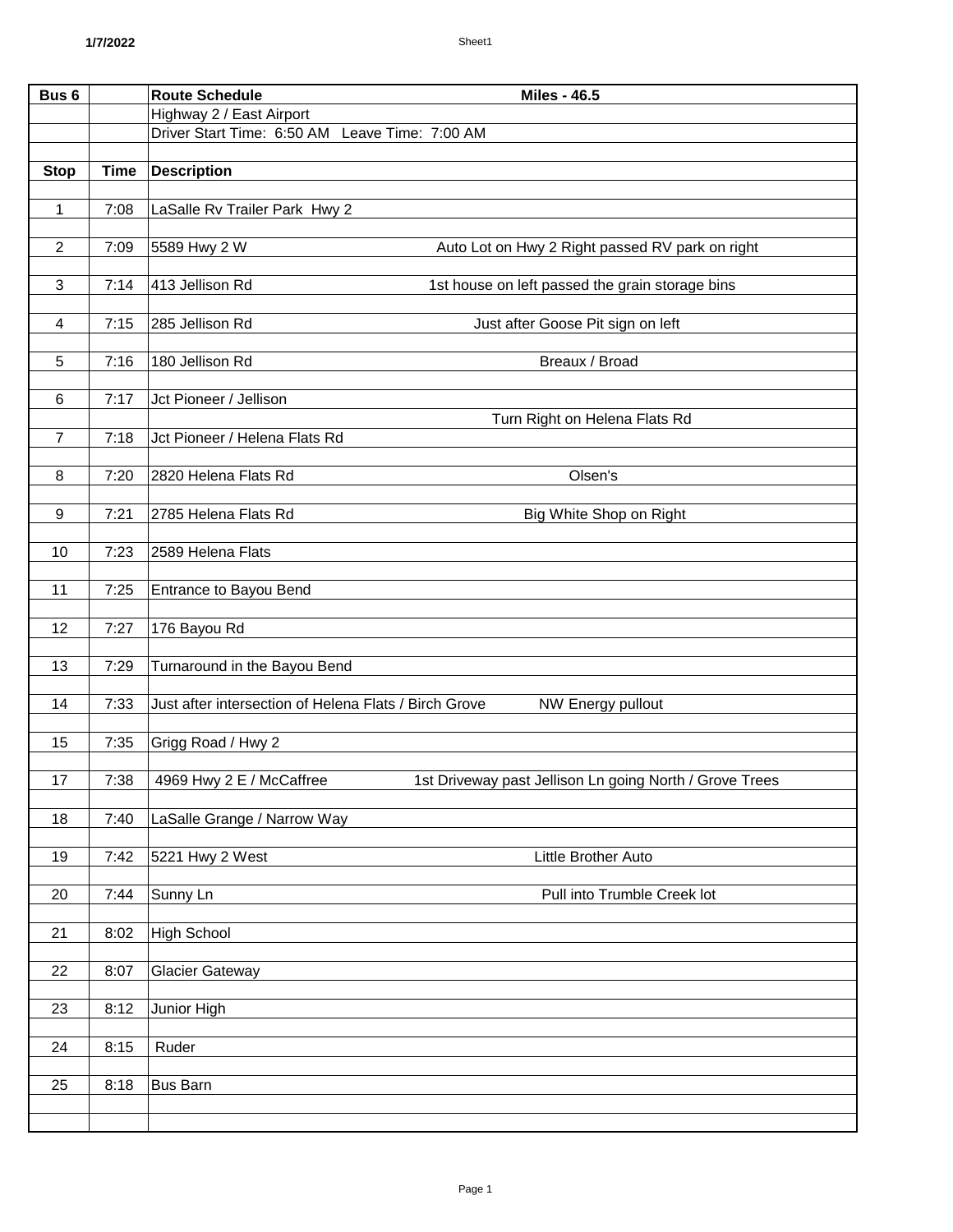| Bus 6 | | Route Schedule | Miles - 46.5 |
| --- | --- | --- | --- |
| | | Highway 2 / East Airport | |
| | | Driver Start Time: 6:50 AM Leave Time: 7:00 AM | |
| **Stop** | **Time** | **Description** | |
| 1 | 7:08 | LaSalle Rv Trailer Park Hwy 2 | |
| 2 | 7:09 | 5589 Hwy 2 W | Auto Lot on Hwy 2 Right passed RV park on right |
| 3 | 7:14 | 413 Jellison Rd | 1st house on left passed the grain storage bins |
| 4 | 7:15 | 285 Jellison Rd | Just after Goose Pit sign on left |
| 5 | 7:16 | 180 Jellison Rd | Breaux / Broad |
| 6 | 7:17 | Jct Pioneer / Jellison | |
| | | | Turn Right on Helena Flats Rd |
| 7 | 7:18 | Jct Pioneer / Helena Flats Rd | |
| 8 | 7:20 | 2820 Helena Flats Rd | Olsen's |
| 9 | 7:21 | 2785 Helena Flats Rd | Big White Shop on Right |
| 10 | 7:23 | 2589 Helena Flats | |
| 11 | 7:25 | Entrance to Bayou Bend | |
| 12 | 7:27 | 176 Bayou Rd | |
| 13 | 7:29 | Turnaround in the Bayou Bend | |
| 14 | 7:33 | Just after intersection of Helena Flats / Birch Grove | NW Energy pullout |
| 15 | 7:35 | Grigg Road / Hwy 2 | |
| 17 | 7:38 | 4969 Hwy 2 E / McCaffree | 1st Driveway past Jellison Ln going North / Grove Trees |
| 18 | 7:40 | LaSalle Grange / Narrow Way | |
| 19 | 7:42 | 5221 Hwy 2 West | Little Brother Auto |
| 20 | 7:44 | Sunny Ln | Pull into Trumble Creek lot |
| 21 | 8:02 | High School | |
| 22 | 8:07 | Glacier Gateway | |
| 23 | 8:12 | Junior High | |
| 24 | 8:15 | Ruder | |
| 25 | 8:18 | Bus Barn | |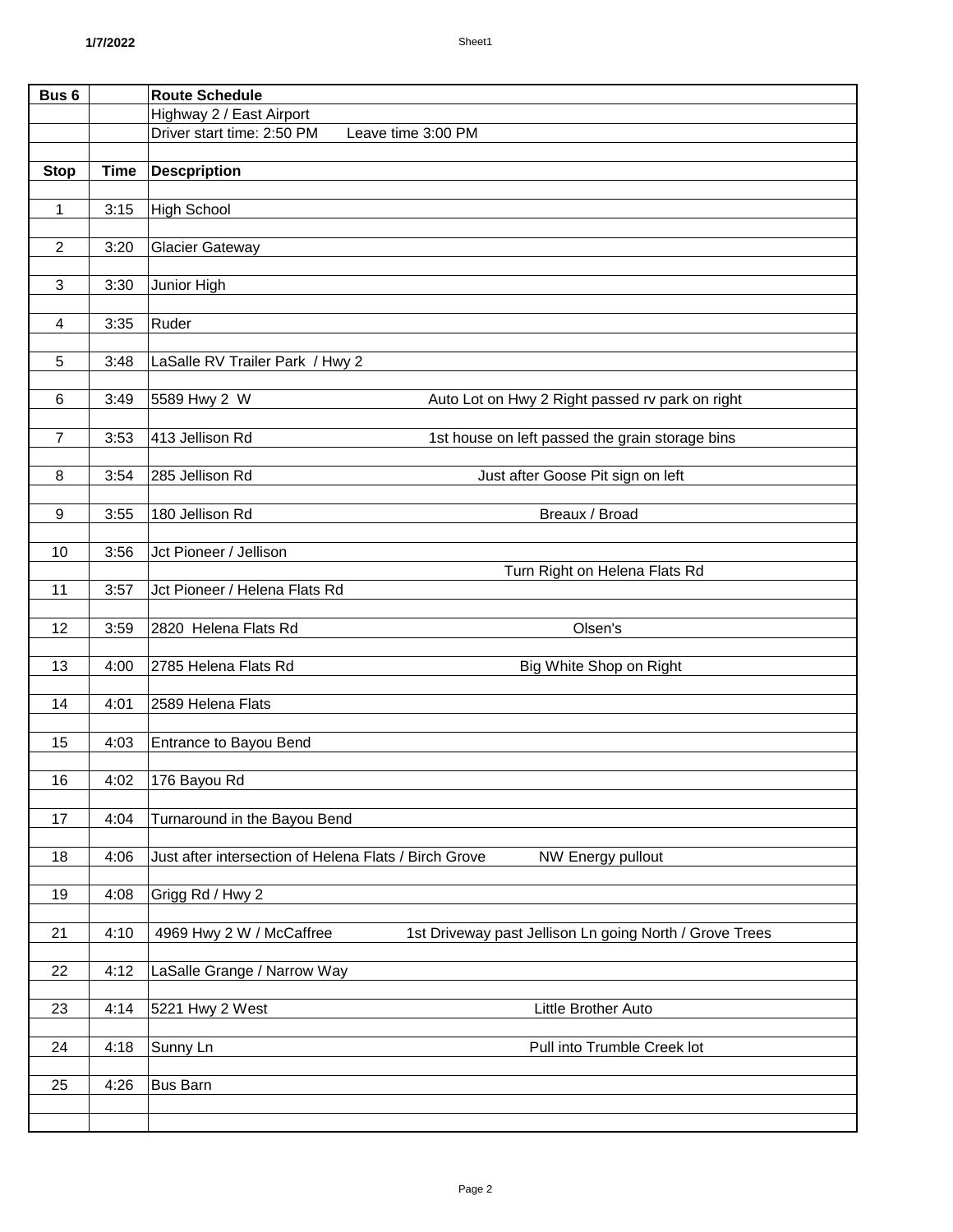| Bus 6 | | Route Schedule | |
|---|---|---|---|
| | | Highway 2 / East Airport | |
| | | Driver start time: 2:50 PM     Leave time 3:00 PM | |
| | | | |
| **Stop** | **Time** | **Descpription** | |
| | | | |
| 1 | 3:15 | High School | |
| | | | |
| 2 | 3:20 | Glacier Gateway | |
| | | | |
| 3 | 3:30 | Junior High | |
| | | | |
| 4 | 3:35 | Ruder | |
| | | | |
| 5 | 3:48 | LaSalle RV Trailer Park / Hwy 2 | |
| | | | |
| 6 | 3:49 | 5589 Hwy 2 W | Auto Lot on Hwy 2 Right passed rv park on right |
| | | | |
| 7 | 3:53 | 413 Jellison Rd | 1st house on left passed the grain storage bins |
| | | | |
| 8 | 3:54 | 285 Jellison Rd | Just after Goose Pit sign on left |
| | | | |
| 9 | 3:55 | 180 Jellison Rd | Breaux / Broad |
| | | | |
| 10 | 3:56 | Jct Pioneer / Jellison | |
| | | | Turn Right on Helena Flats Rd |
| 11 | 3:57 | Jct Pioneer / Helena Flats Rd | |
| | | | |
| 12 | 3:59 | 2820 Helena Flats Rd | Olsen's |
| | | | |
| 13 | 4:00 | 2785 Helena Flats Rd | Big White Shop on Right |
| | | | |
| 14 | 4:01 | 2589 Helena Flats | |
| | | | |
| 15 | 4:03 | Entrance to Bayou Bend | |
| | | | |
| 16 | 4:02 | 176 Bayou Rd | |
| | | | |
| 17 | 4:04 | Turnaround in the Bayou Bend | |
| | | | |
| 18 | 4:06 | Just after intersection of Helena Flats / Birch Grove | NW Energy pullout |
| | | | |
| 19 | 4:08 | Grigg Rd / Hwy 2 | |
| | | | |
| 21 | 4:10 | 4969 Hwy 2 W / McCaffree | 1st Driveway past Jellison Ln going North / Grove Trees |
| | | | |
| 22 | 4:12 | LaSalle Grange / Narrow Way | |
| | | | |
| 23 | 4:14 | 5221 Hwy 2 West | Little Brother Auto |
| | | | |
| 24 | 4:18 | Sunny Ln | Pull into Trumble Creek lot |
| | | | |
| 25 | 4:26 | Bus Barn | |
| | | | |
| | | | |